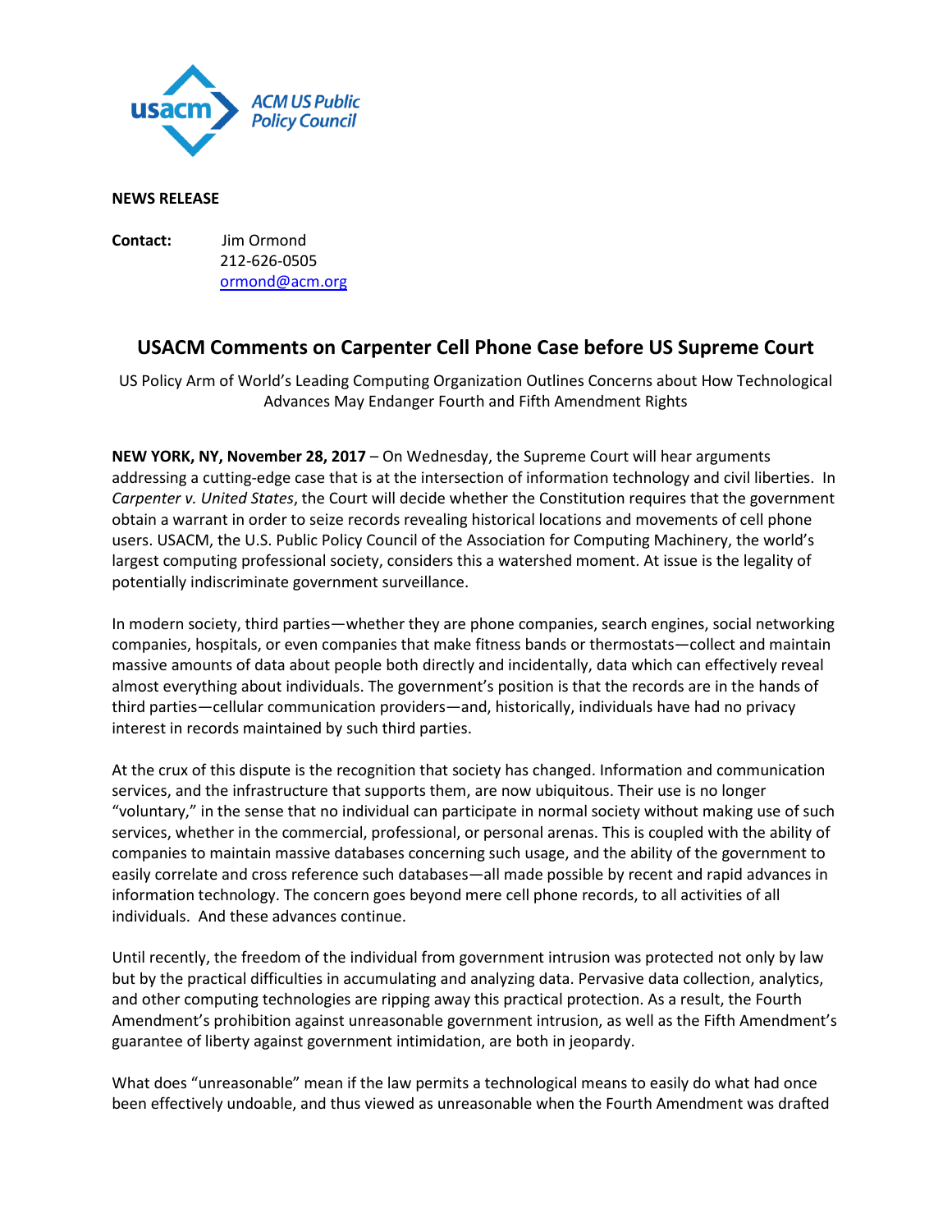usacm ACM US Public Policy Council

**NEWS RELEASE**

**Contact:** Jim Ormond
212-626-0505
ormond@acm.org

## USACM Comments on Carpenter Cell Phone Case before US Supreme Court

US Policy Arm of World's Leading Computing Organization Outlines Concerns about How Technological Advances May Endanger Fourth and Fifth Amendment Rights

**NEW YORK, NY, November 28, 2017** – On Wednesday, the Supreme Court will hear arguments addressing a cutting-edge case that is at the intersection of information technology and civil liberties. In *Carpenter v. United States*, the Court will decide whether the Constitution requires that the government obtain a warrant in order to seize records revealing historical locations and movements of cell phone users. USACM, the U.S. Public Policy Council of the Association for Computing Machinery, the world's largest computing professional society, considers this a watershed moment. At issue is the legality of potentially indiscriminate government surveillance.

In modern society, third parties—whether they are phone companies, search engines, social networking companies, hospitals, or even companies that make fitness bands or thermostats—collect and maintain massive amounts of data about people both directly and incidentally, data which can effectively reveal almost everything about individuals. The government's position is that the records are in the hands of third parties—cellular communication providers—and, historically, individuals have had no privacy interest in records maintained by such third parties.

At the crux of this dispute is the recognition that society has changed. Information and communication services, and the infrastructure that supports them, are now ubiquitous. Their use is no longer "voluntary," in the sense that no individual can participate in normal society without making use of such services, whether in the commercial, professional, or personal arenas. This is coupled with the ability of companies to maintain massive databases concerning such usage, and the ability of the government to easily correlate and cross reference such databases—all made possible by recent and rapid advances in information technology. The concern goes beyond mere cell phone records, to all activities of all individuals. And these advances continue.

Until recently, the freedom of the individual from government intrusion was protected not only by law but by the practical difficulties in accumulating and analyzing data. Pervasive data collection, analytics, and other computing technologies are ripping away this practical protection. As a result, the Fourth Amendment's prohibition against unreasonable government intrusion, as well as the Fifth Amendment's guarantee of liberty against government intimidation, are both in jeopardy.

What does "unreasonable" mean if the law permits a technological means to easily do what had once been effectively undoable, and thus viewed as unreasonable when the Fourth Amendment was drafted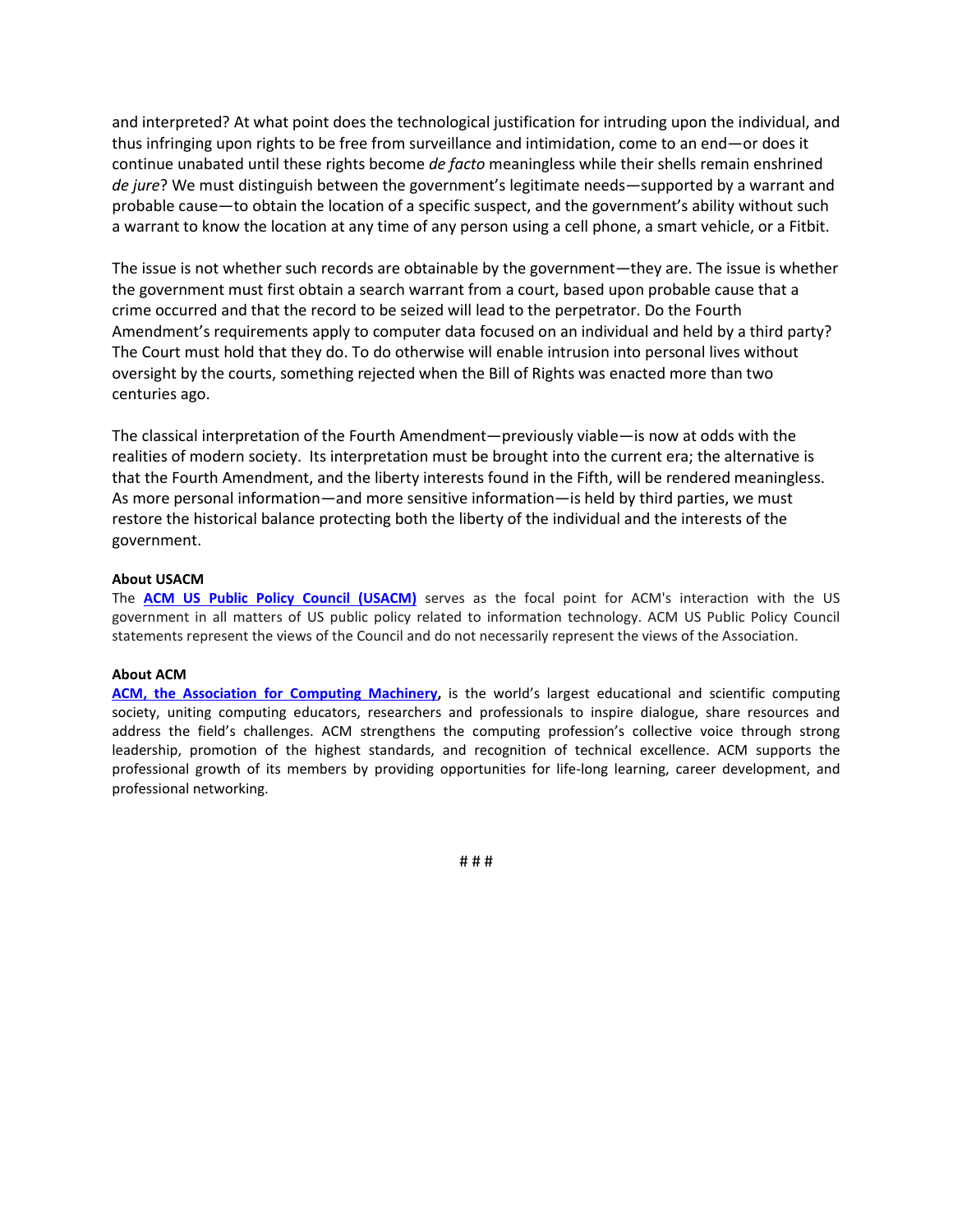and interpreted? At what point does the technological justification for intruding upon the individual, and thus infringing upon rights to be free from surveillance and intimidation, come to an end—or does it continue unabated until these rights become *de facto* meaningless while their shells remain enshrined *de jure*? We must distinguish between the government's legitimate needs—supported by a warrant and probable cause—to obtain the location of a specific suspect, and the government's ability without such a warrant to know the location at any time of any person using a cell phone, a smart vehicle, or a Fitbit.

The issue is not whether such records are obtainable by the government—they are. The issue is whether the government must first obtain a search warrant from a court, based upon probable cause that a crime occurred and that the record to be seized will lead to the perpetrator. Do the Fourth Amendment's requirements apply to computer data focused on an individual and held by a third party? The Court must hold that they do. To do otherwise will enable intrusion into personal lives without oversight by the courts, something rejected when the Bill of Rights was enacted more than two centuries ago.

The classical interpretation of the Fourth Amendment—previously viable—is now at odds with the realities of modern society. Its interpretation must be brought into the current era; the alternative is that the Fourth Amendment, and the liberty interests found in the Fifth, will be rendered meaningless. As more personal information—and more sensitive information—is held by third parties, we must restore the historical balance protecting both the liberty of the individual and the interests of the government.

**About USACM**

The **ACM US Public Policy Council (USACM)** serves as the focal point for ACM's interaction with the US government in all matters of US public policy related to information technology. ACM US Public Policy Council statements represent the views of the Council and do not necessarily represent the views of the Association.

**About ACM**

**ACM, the Association for Computing Machinery,** is the world's largest educational and scientific computing society, uniting computing educators, researchers and professionals to inspire dialogue, share resources and address the field's challenges. ACM strengthens the computing profession's collective voice through strong leadership, promotion of the highest standards, and recognition of technical excellence. ACM supports the professional growth of its members by providing opportunities for life-long learning, career development, and professional networking.

# # #